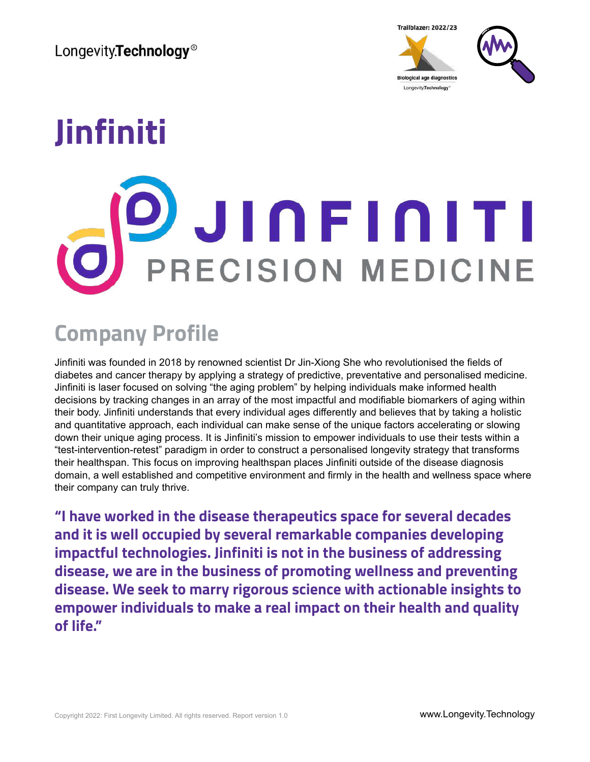# Jinfiniti

JINFINITI PRECISION MEDICINE

## Company Profile

Jinfiniti was founded in 2018 by renowned scientist Dr Jin-Xiong She who revolutionised the fields of diabetes and cancer therapy by applying a strategy of predictive, preventative and personalised medicine. Jinfiniti is laser focused on solving "the aging problem" by helping individuals make informed health decisions by tracking changes in an array of the most impactful and modifiable biomarkers of aging within their body. Jinfiniti understands that every individual ages differently and believes that by taking a holistic and quantitative approach, each individual can make sense of the unique factors accelerating or slowing down their unique aging process. It is Jinfiniti's mission to empower individuals to use their tests within a "test-intervention-retest" paradigm in order to construct a personalised longevity strategy that transforms their healthspan. This focus on improving healthspan places Jinfiniti outside of the disease diagnosis domain, a well established and competitive environment and firmly in the health and wellness space where their company can truly thrive.

**"I have worked in the disease therapeutics space for several decades and it is well occupied by several remarkable companies developing impactful technologies. Jinfiniti is not in the business of addressing disease, we are in the business of promoting wellness and preventing disease. We seek to marry rigorous science with actionable insights to empower individuals to make a real impact on their health and quality of life."**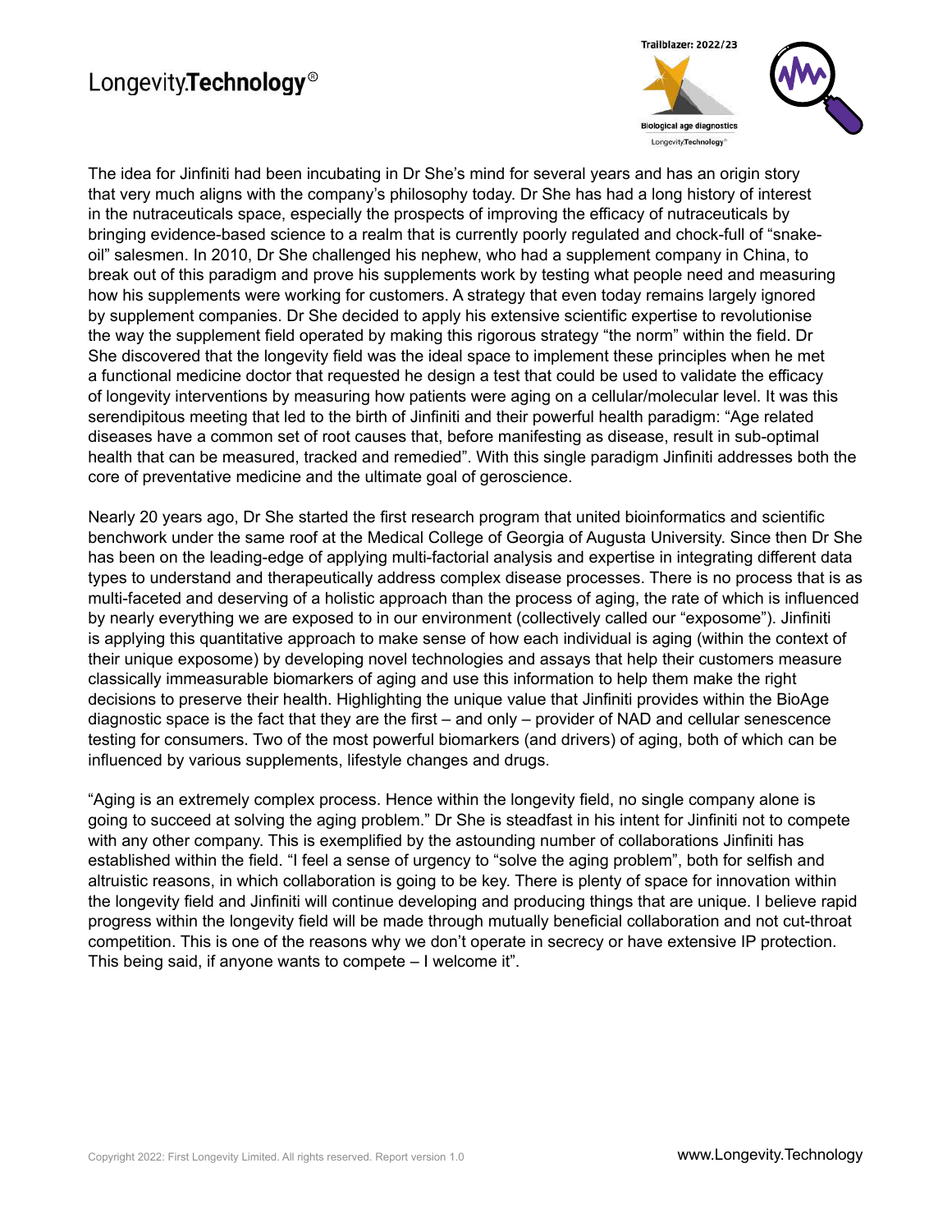The idea for Jinfiniti had been incubating in Dr She's mind for several years and has an origin story that very much aligns with the company's philosophy today. Dr She has had a long history of interest in the nutraceuticals space, especially the prospects of improving the efficacy of nutraceuticals by bringing evidence-based science to a realm that is currently poorly regulated and chock-full of "snake-oil" salesmen. In 2010, Dr She challenged his nephew, who had a supplement company in China, to break out of this paradigm and prove his supplements work by testing what people need and measuring how his supplements were working for customers. A strategy that even today remains largely ignored by supplement companies. Dr She decided to apply his extensive scientific expertise to revolutionise the way the supplement field operated by making this rigorous strategy "the norm" within the field. Dr She discovered that the longevity field was the ideal space to implement these principles when he met a functional medicine doctor that requested he design a test that could be used to validate the efficacy of longevity interventions by measuring how patients were aging on a cellular/molecular level. It was this serendipitous meeting that led to the birth of Jinfiniti and their powerful health paradigm: "Age related diseases have a common set of root causes that, before manifesting as disease, result in sub-optimal health that can be measured, tracked and remedied". With this single paradigm Jinfiniti addresses both the core of preventative medicine and the ultimate goal of geroscience.

Nearly 20 years ago, Dr She started the first research program that united bioinformatics and scientific benchwork under the same roof at the Medical College of Georgia of Augusta University. Since then Dr She has been on the leading-edge of applying multi-factorial analysis and expertise in integrating different data types to understand and therapeutically address complex disease processes. There is no process that is as multi-faceted and deserving of a holistic approach than the process of aging, the rate of which is influenced by nearly everything we are exposed to in our environment (collectively called our "exposome"). Jinfiniti is applying this quantitative approach to make sense of how each individual is aging (within the context of their unique exposome) by developing novel technologies and assays that help their customers measure classically immeasurable biomarkers of aging and use this information to help them make the right decisions to preserve their health. Highlighting the unique value that Jinfiniti provides within the BioAge diagnostic space is the fact that they are the first – and only – provider of NAD and cellular senescence testing for consumers. Two of the most powerful biomarkers (and drivers) of aging, both of which can be influenced by various supplements, lifestyle changes and drugs.

"Aging is an extremely complex process. Hence within the longevity field, no single company alone is going to succeed at solving the aging problem." Dr She is steadfast in his intent for Jinfiniti not to compete with any other company. This is exemplified by the astounding number of collaborations Jinfiniti has established within the field. "I feel a sense of urgency to "solve the aging problem", both for selfish and altruistic reasons, in which collaboration is going to be key. There is plenty of space for innovation within the longevity field and Jinfiniti will continue developing and producing things that are unique. I believe rapid progress within the longevity field will be made through mutually beneficial collaboration and not cut-throat competition. This is one of the reasons why we don't operate in secrecy or have extensive IP protection. This being said, if anyone wants to compete – I welcome it".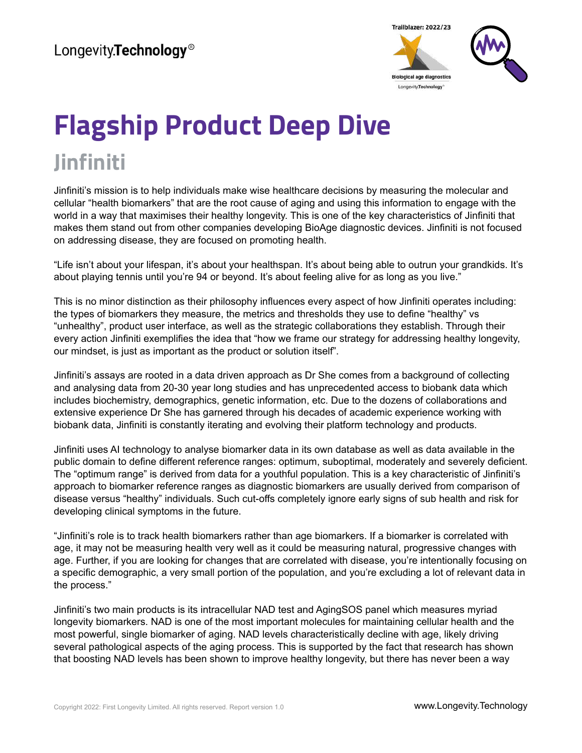# Flagship Product Deep Dive

## Jinfiniti

Jinfiniti's mission is to help individuals make wise healthcare decisions by measuring the molecular and cellular "health biomarkers" that are the root cause of aging and using this information to engage with the world in a way that maximises their healthy longevity. This is one of the key characteristics of Jinfiniti that makes them stand out from other companies developing BioAge diagnostic devices. Jinfiniti is not focused on addressing disease, they are focused on promoting health.

"Life isn't about your lifespan, it's about your healthspan. It's about being able to outrun your grandkids. It's about playing tennis until you're 94 or beyond. It's about feeling alive for as long as you live."

This is no minor distinction as their philosophy influences every aspect of how Jinfiniti operates including: the types of biomarkers they measure, the metrics and thresholds they use to define "healthy" vs "unhealthy", product user interface, as well as the strategic collaborations they establish. Through their every action Jinfiniti exemplifies the idea that "how we frame our strategy for addressing healthy longevity, our mindset, is just as important as the product or solution itself".

Jinfiniti's assays are rooted in a data driven approach as Dr She comes from a background of collecting and analysing data from 20-30 year long studies and has unprecedented access to biobank data which includes biochemistry, demographics, genetic information, etc. Due to the dozens of collaborations and extensive experience Dr She has garnered through his decades of academic experience working with biobank data, Jinfiniti is constantly iterating and evolving their platform technology and products.

Jinfiniti uses AI technology to analyse biomarker data in its own database as well as data available in the public domain to define different reference ranges: optimum, suboptimal, moderately and severely deficient. The "optimum range" is derived from data for a youthful population. This is a key characteristic of Jinfiniti's approach to biomarker reference ranges as diagnostic biomarkers are usually derived from comparison of disease versus "healthy" individuals. Such cut-offs completely ignore early signs of sub health and risk for developing clinical symptoms in the future.

"Jinfiniti's role is to track health biomarkers rather than age biomarkers. If a biomarker is correlated with age, it may not be measuring health very well as it could be measuring natural, progressive changes with age. Further, if you are looking for changes that are correlated with disease, you're intentionally focusing on a specific demographic, a very small portion of the population, and you're excluding a lot of relevant data in the process."

Jinfiniti's two main products is its intracellular NAD test and AgingSOS panel which measures myriad longevity biomarkers. NAD is one of the most important molecules for maintaining cellular health and the most powerful, single biomarker of aging. NAD levels characteristically decline with age, likely driving several pathological aspects of the aging process. This is supported by the fact that research has shown that boosting NAD levels has been shown to improve healthy longevity, but there has never been a way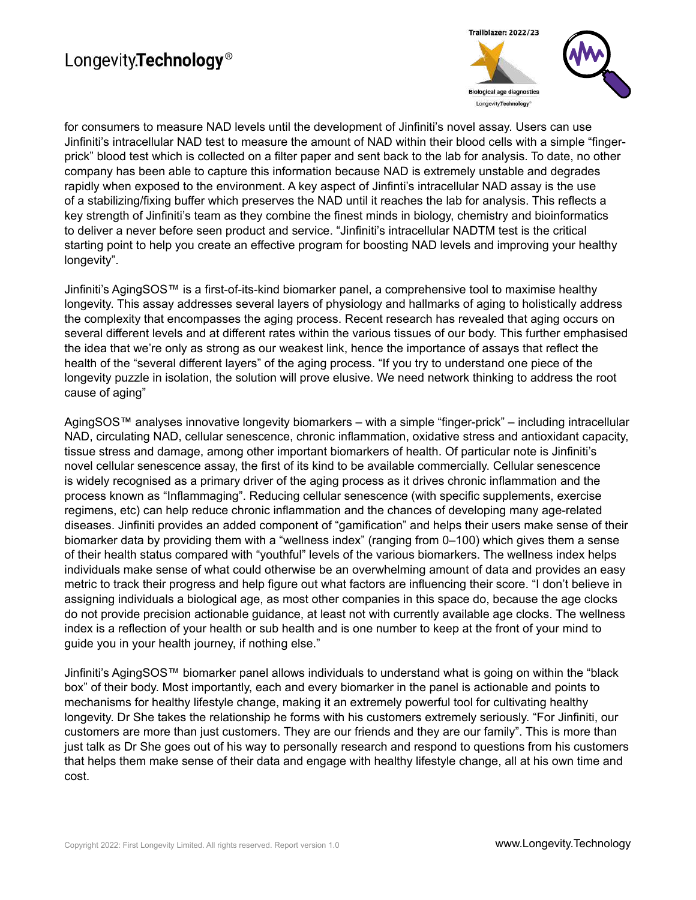for consumers to measure NAD levels until the development of Jinfiniti's novel assay. Users can use Jinfiniti's intracellular NAD test to measure the amount of NAD within their blood cells with a simple "finger-prick" blood test which is collected on a filter paper and sent back to the lab for analysis. To date, no other company has been able to capture this information because NAD is extremely unstable and degrades rapidly when exposed to the environment. A key aspect of Jinfinti's intracellular NAD assay is the use of a stabilizing/fixing buffer which preserves the NAD until it reaches the lab for analysis. This reflects a key strength of Jinfiniti's team as they combine the finest minds in biology, chemistry and bioinformatics to deliver a never before seen product and service. "Jinfiniti's intracellular NADTM test is the critical starting point to help you create an effective program for boosting NAD levels and improving your healthy longevity".

Jinfiniti's AgingSOS™ is a first-of-its-kind biomarker panel, a comprehensive tool to maximise healthy longevity. This assay addresses several layers of physiology and hallmarks of aging to holistically address the complexity that encompasses the aging process. Recent research has revealed that aging occurs on several different levels and at different rates within the various tissues of our body. This further emphasised the idea that we're only as strong as our weakest link, hence the importance of assays that reflect the health of the "several different layers" of the aging process. "If you try to understand one piece of the longevity puzzle in isolation, the solution will prove elusive. We need network thinking to address the root cause of aging"

AgingSOS™ analyses innovative longevity biomarkers – with a simple "finger-prick" – including intracellular NAD, circulating NAD, cellular senescence, chronic inflammation, oxidative stress and antioxidant capacity, tissue stress and damage, among other important biomarkers of health. Of particular note is Jinfiniti's novel cellular senescence assay, the first of its kind to be available commercially. Cellular senescence is widely recognised as a primary driver of the aging process as it drives chronic inflammation and the process known as "Inflammaging". Reducing cellular senescence (with specific supplements, exercise regimens, etc) can help reduce chronic inflammation and the chances of developing many age-related diseases. Jinfiniti provides an added component of "gamification" and helps their users make sense of their biomarker data by providing them with a "wellness index" (ranging from 0–100) which gives them a sense of their health status compared with "youthful" levels of the various biomarkers. The wellness index helps individuals make sense of what could otherwise be an overwhelming amount of data and provides an easy metric to track their progress and help figure out what factors are influencing their score. "I don't believe in assigning individuals a biological age, as most other companies in this space do, because the age clocks do not provide precision actionable guidance, at least not with currently available age clocks. The wellness index is a reflection of your health or sub health and is one number to keep at the front of your mind to guide you in your health journey, if nothing else."

Jinfiniti's AgingSOS™ biomarker panel allows individuals to understand what is going on within the "black box" of their body. Most importantly, each and every biomarker in the panel is actionable and points to mechanisms for healthy lifestyle change, making it an extremely powerful tool for cultivating healthy longevity. Dr She takes the relationship he forms with his customers extremely seriously. "For Jinfiniti, our customers are more than just customers. They are our friends and they are our family". This is more than just talk as Dr She goes out of his way to personally research and respond to questions from his customers that helps them make sense of their data and engage with healthy lifestyle change, all at his own time and cost.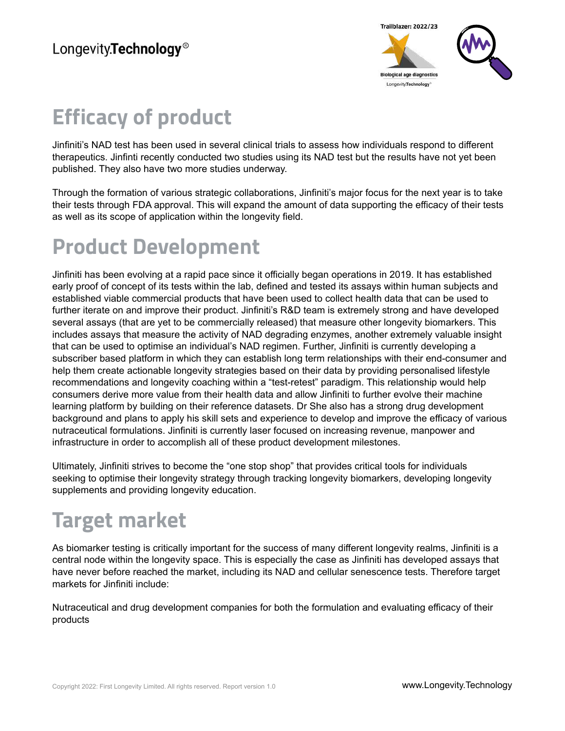## Efficacy of product

Jinfiniti's NAD test has been used in several clinical trials to assess how individuals respond to different therapeutics. Jinfinti recently conducted two studies using its NAD test but the results have not yet been published. They also have two more studies underway.

Through the formation of various strategic collaborations, Jinfiniti's major focus for the next year is to take their tests through FDA approval. This will expand the amount of data supporting the efficacy of their tests as well as its scope of application within the longevity field.

## Product Development

Jinfiniti has been evolving at a rapid pace since it officially began operations in 2019. It has established early proof of concept of its tests within the lab, defined and tested its assays within human subjects and established viable commercial products that have been used to collect health data that can be used to further iterate on and improve their product. Jinfiniti's R&D team is extremely strong and have developed several assays (that are yet to be commercially released) that measure other longevity biomarkers. This includes assays that measure the activity of NAD degrading enzymes, another extremely valuable insight that can be used to optimise an individual's NAD regimen. Further, Jinfiniti is currently developing a subscriber based platform in which they can establish long term relationships with their end-consumer and help them create actionable longevity strategies based on their data by providing personalised lifestyle recommendations and longevity coaching within a "test-retest" paradigm. This relationship would help consumers derive more value from their health data and allow Jinfiniti to further evolve their machine learning platform by building on their reference datasets. Dr She also has a strong drug development background and plans to apply his skill sets and experience to develop and improve the efficacy of various nutraceutical formulations. Jinfiniti is currently laser focused on increasing revenue, manpower and infrastructure in order to accomplish all of these product development milestones.

Ultimately, Jinfiniti strives to become the "one stop shop" that provides critical tools for individuals seeking to optimise their longevity strategy through tracking longevity biomarkers, developing longevity supplements and providing longevity education.

## Target market

As biomarker testing is critically important for the success of many different longevity realms, Jinfiniti is a central node within the longevity space. This is especially the case as Jinfiniti has developed assays that have never before reached the market, including its NAD and cellular senescence tests. Therefore target markets for Jinfiniti include:

Nutraceutical and drug development companies for both the formulation and evaluating efficacy of their products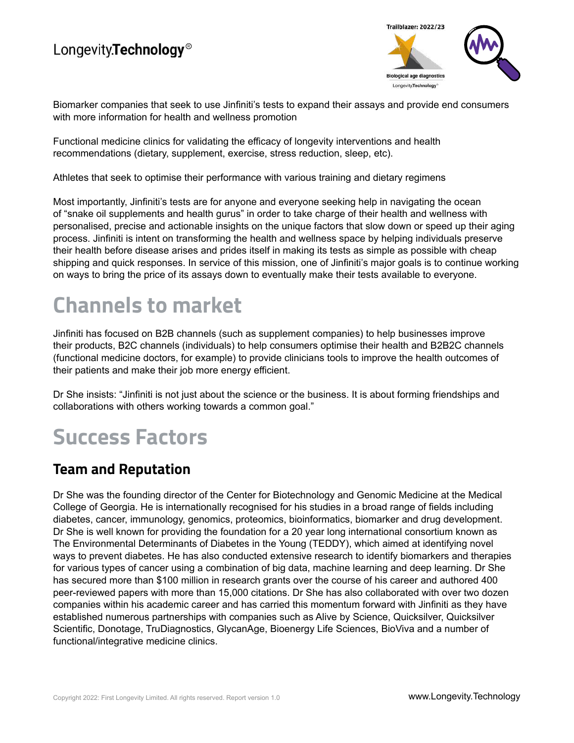Biomarker companies that seek to use Jinfiniti's tests to expand their assays and provide end consumers with more information for health and wellness promotion

Functional medicine clinics for validating the efficacy of longevity interventions and health recommendations (dietary, supplement, exercise, stress reduction, sleep, etc).

Athletes that seek to optimise their performance with various training and dietary regimens

Most importantly, Jinfiniti's tests are for anyone and everyone seeking help in navigating the ocean of "snake oil supplements and health gurus" in order to take charge of their health and wellness with personalised, precise and actionable insights on the unique factors that slow down or speed up their aging process. Jinfiniti is intent on transforming the health and wellness space by helping individuals preserve their health before disease arises and prides itself in making its tests as simple as possible with cheap shipping and quick responses. In service of this mission, one of Jinfiniti's major goals is to continue working on ways to bring the price of its assays down to eventually make their tests available to everyone.

# Channels to market

Jinfiniti has focused on B2B channels (such as supplement companies) to help businesses improve their products, B2C channels (individuals) to help consumers optimise their health and B2B2C channels (functional medicine doctors, for example) to provide clinicians tools to improve the health outcomes of their patients and make their job more energy efficient.

Dr She insists: "Jinfiniti is not just about the science or the business. It is about forming friendships and collaborations with others working towards a common goal."

# Success Factors

## Team and Reputation

Dr She was the founding director of the Center for Biotechnology and Genomic Medicine at the Medical College of Georgia. He is internationally recognised for his studies in a broad range of fields including diabetes, cancer, immunology, genomics, proteomics, bioinformatics, biomarker and drug development. Dr She is well known for providing the foundation for a 20 year long international consortium known as The Environmental Determinants of Diabetes in the Young (TEDDY), which aimed at identifying novel ways to prevent diabetes. He has also conducted extensive research to identify biomarkers and therapies for various types of cancer using a combination of big data, machine learning and deep learning. Dr She has secured more than $100 million in research grants over the course of his career and authored 400 peer-reviewed papers with more than 15,000 citations. Dr She has also collaborated with over two dozen companies within his academic career and has carried this momentum forward with Jinfiniti as they have established numerous partnerships with companies such as Alive by Science, Quicksilver, Quicksilver Scientific, Donotage, TruDiagnostics, GlycanAge, Bioenergy Life Sciences, BioViva and a number of functional/integrative medicine clinics.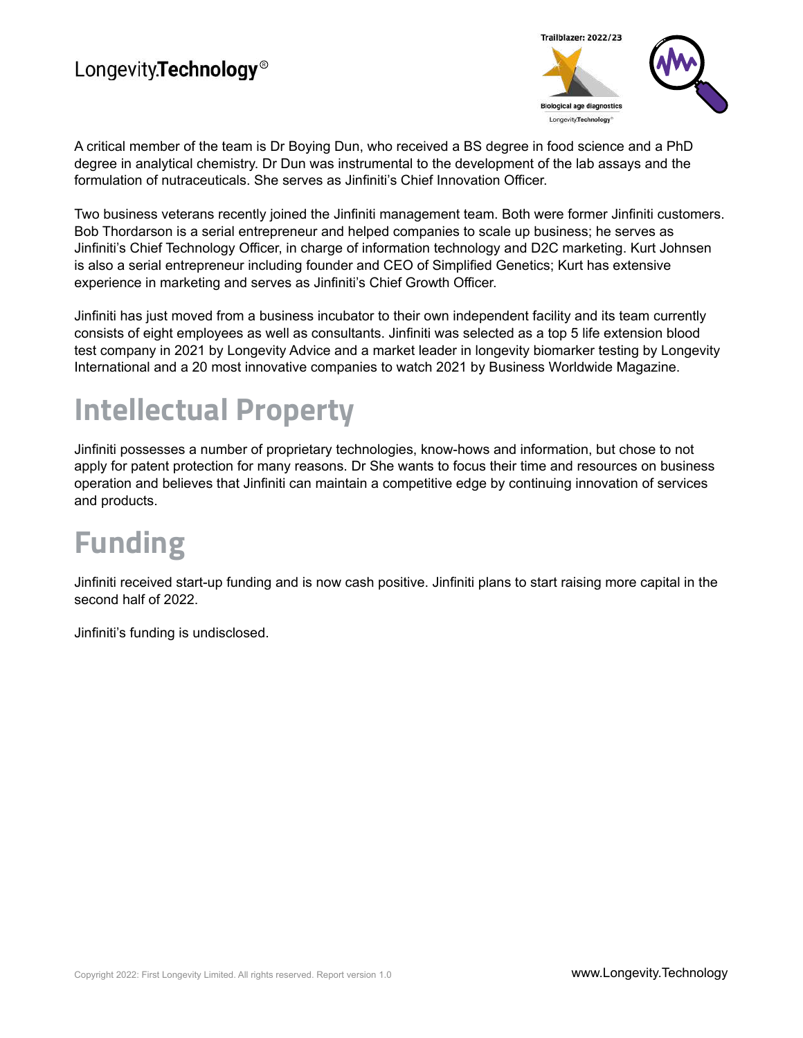A critical member of the team is Dr Boying Dun, who received a BS degree in food science and a PhD degree in analytical chemistry. Dr Dun was instrumental to the development of the lab assays and the formulation of nutraceuticals. She serves as Jinfiniti's Chief Innovation Officer.

Two business veterans recently joined the Jinfiniti management team. Both were former Jinfiniti customers. Bob Thordarson is a serial entrepreneur and helped companies to scale up business; he serves as Jinfiniti's Chief Technology Officer, in charge of information technology and D2C marketing. Kurt Johnsen is also a serial entrepreneur including founder and CEO of Simplified Genetics; Kurt has extensive experience in marketing and serves as Jinfiniti's Chief Growth Officer.

Jinfiniti has just moved from a business incubator to their own independent facility and its team currently consists of eight employees as well as consultants. Jinfiniti was selected as a top 5 life extension blood test company in 2021 by Longevity Advice and a market leader in longevity biomarker testing by Longevity International and a 20 most innovative companies to watch 2021 by Business Worldwide Magazine.

# Intellectual Property

Jinfiniti possesses a number of proprietary technologies, know-hows and information, but chose to not apply for patent protection for many reasons. Dr She wants to focus their time and resources on business operation and believes that Jinfiniti can maintain a competitive edge by continuing innovation of services and products.

# Funding

Jinfiniti received start-up funding and is now cash positive. Jinfiniti plans to start raising more capital in the second half of 2022.

Jinfiniti's funding is undisclosed.